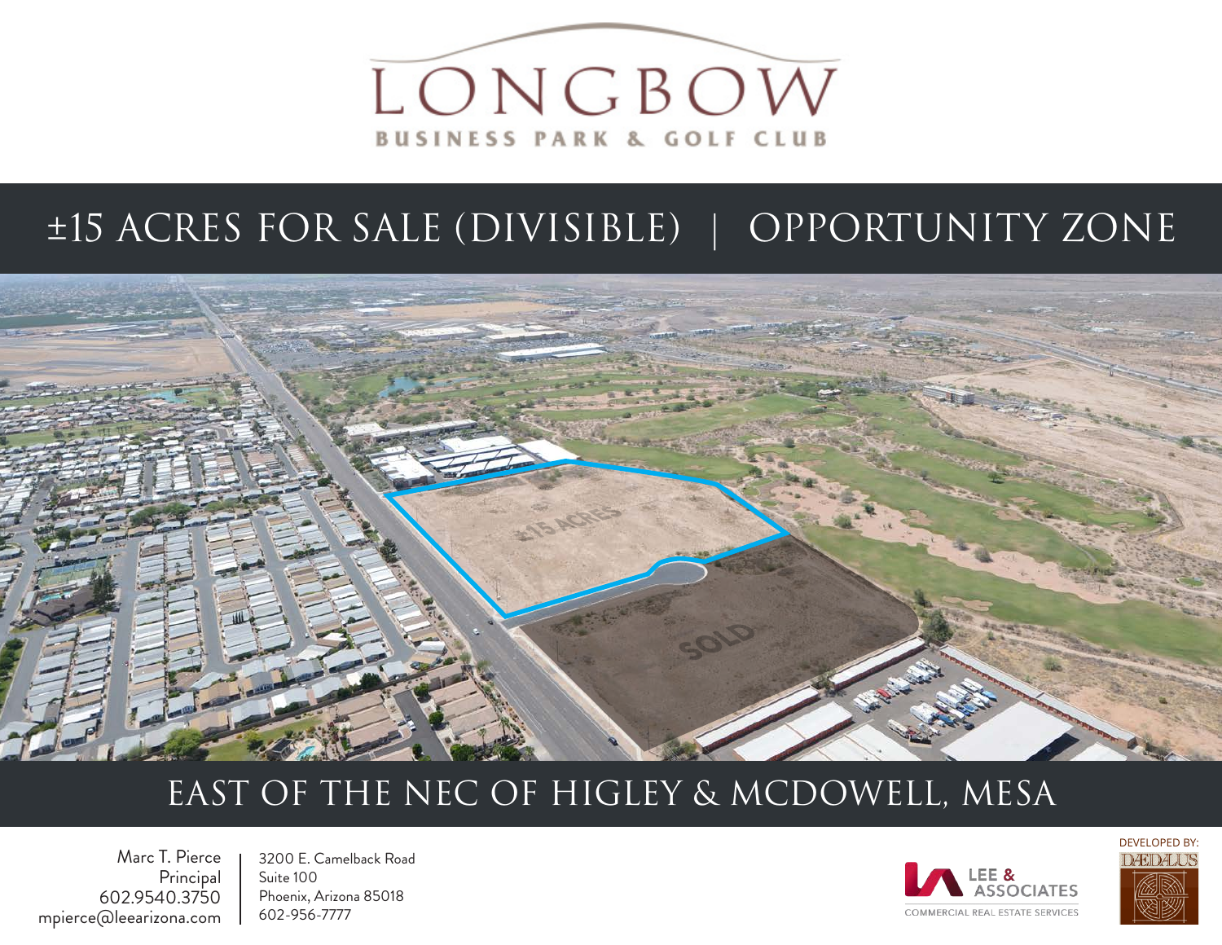# LONGBOW

BUSINESS PARK & GOLF CLUB

## ±15 ACRES FOR SALE (DIVISIBLE) | OPPORTUNITY ZONE

±15 ACRES

SOLD

## EAST OF THE NEC OF HIGLEY & MCDOWELL, MESA

Marc T. Pierce
Principal
602.9540.3750
mpierce@leearizona.com

3200 E. Camelback Road
Suite 100
Phoenix, Arizona 85018
602-956-7777

LEE & ASSOCIATES
COMMERCIAL REAL ESTATE SERVICES

DEVELOPED BY:
DAEDALUS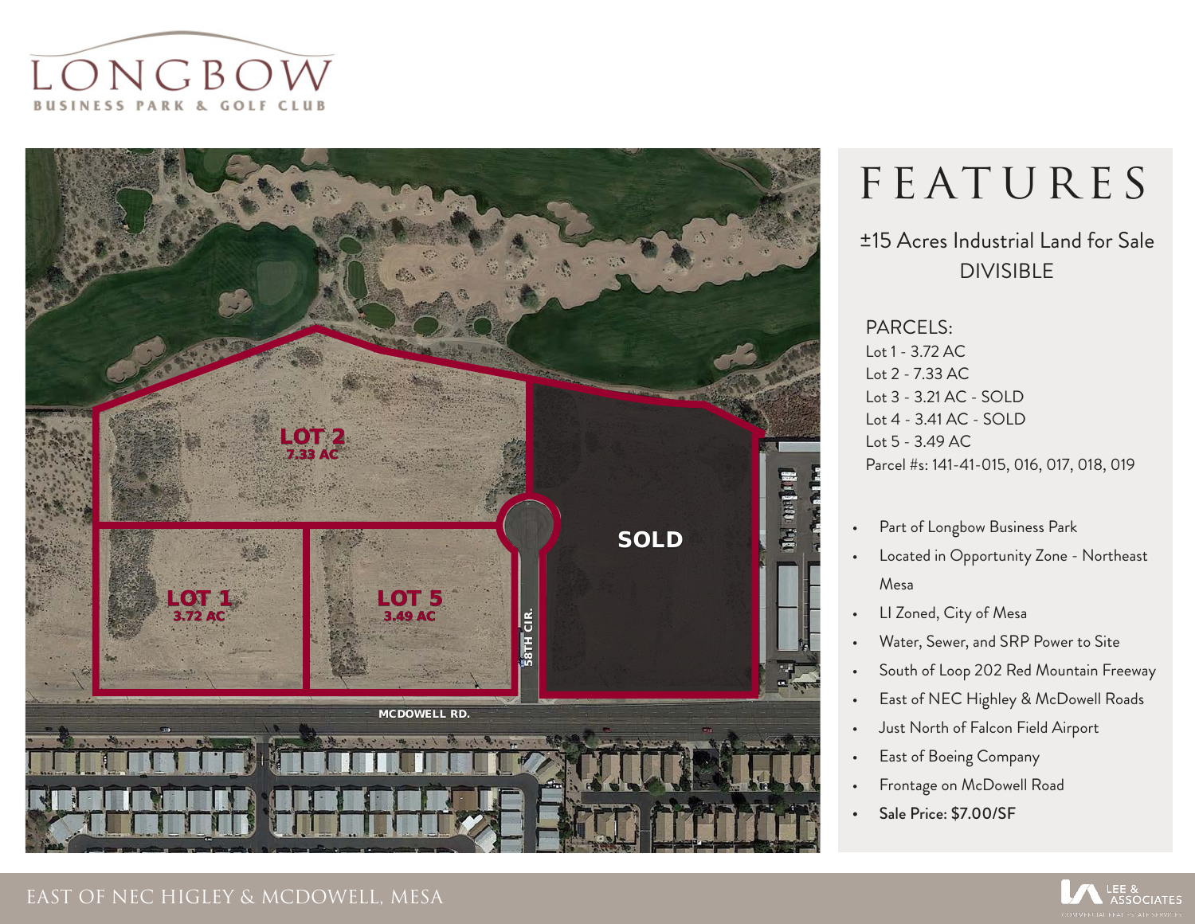# LONGBOW

BUSINESS PARK & GOLF CLUB

LOT 2
7.33 AC

LOT 1
3.72 AC

LOT 5
3.49 AC

SOLD

58TH CIR.

MCDOWELL RD.

# FEATURES

±15 Acres Industrial Land for Sale
DIVISIBLE

PARCELS:
Lot 1 - 3.72 AC
Lot 2 - 7.33 AC
Lot 3 - 3.21 AC - SOLD
Lot 4 - 3.41 AC - SOLD
Lot 5 - 3.49 AC
Parcel #s: 141-41-015, 016, 017, 018, 019

- Part of Longbow Business Park
- Located in Opportunity Zone - Northeast Mesa
- LI Zoned, City of Mesa
- Water, Sewer, and SRP Power to Site
- South of Loop 202 Red Mountain Freeway
- East of NEC Highley & McDowell Roads
- Just North of Falcon Field Airport
- East of Boeing Company
- Frontage on McDowell Road
- **Sale Price: $7.00/SF**

EAST OF NEC HIGLEY & MCDOWELL, MESA

LEE & ASSOCIATES
COMMERCIAL REAL ESTATE SERVICES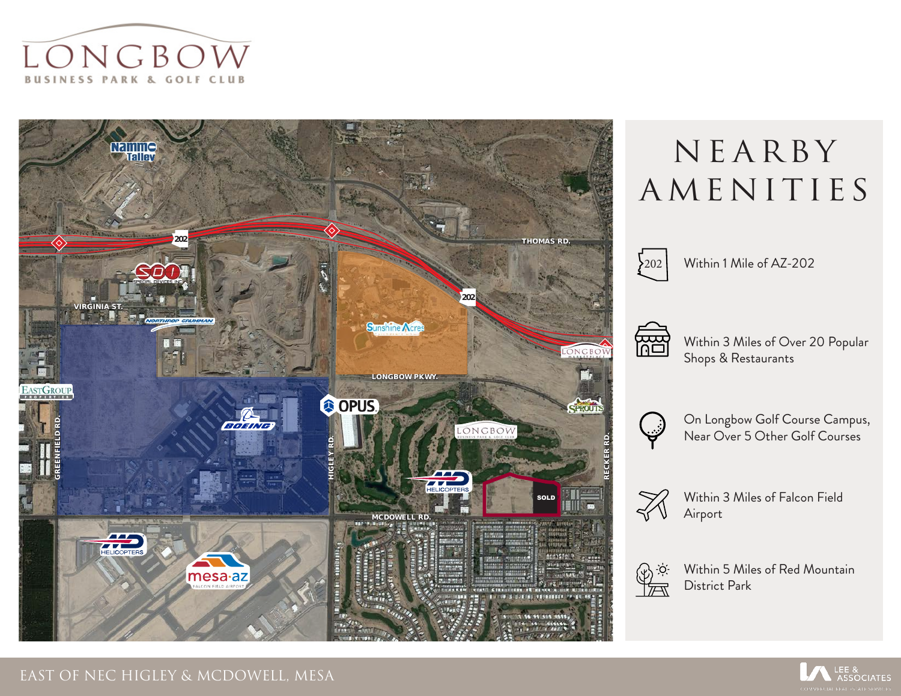# LONGBOW
BUSINESS PARK & GOLF CLUB

## NEARBY AMENITIES

- Within 1 Mile of AZ-202
- Within 3 Miles of Over 20 Popular Shops & Restaurants
- On Longbow Golf Course Campus, Near Over 5 Other Golf Courses
- Within 3 Miles of Falcon Field Airport
- Within 5 Miles of Red Mountain District Park

EAST OF NEC HIGLEY & MCDOWELL, MESA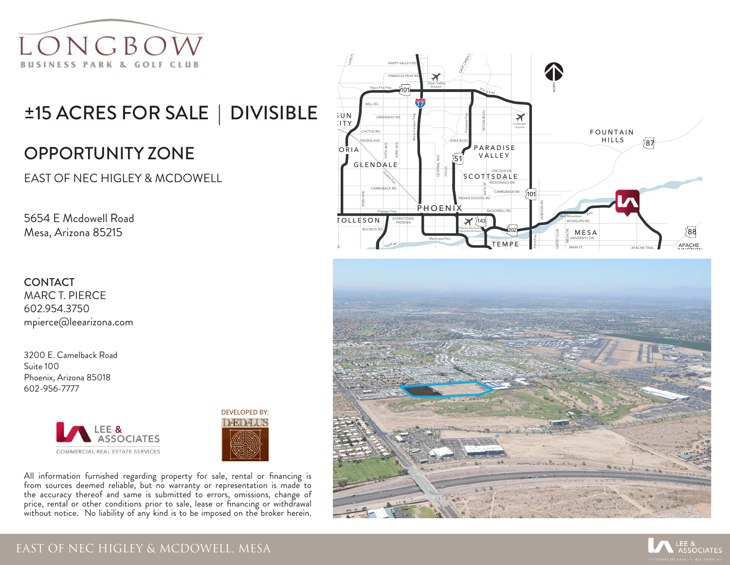# LONGBOW

BUSINESS PARK & GOLF CLUB

## ±15 ACRES FOR SALE | DIVISIBLE

## OPPORTUNITY ZONE

EAST OF NEC HIGLEY & MCDOWELL

5654 E Mcdowell Road
Mesa, Arizona 85215

**CONTACT**
MARC T. PIERCE
602.954.3750
mpierce@leearizona.com

3200 E. Camelback Road
Suite 100
Phoenix, Arizona 85018
602-956-7777

LEE & ASSOCIATES
COMMERCIAL REAL ESTATE SERVICES

DEVELOPED BY:
DAEDALUS

All information furnished regarding property for sale, rental or financing is from sources deemed reliable, but no warranty or representation is made to the accuracy thereof and same is submitted to errors, omissions, change of price, rental or other conditions prior to sale, lease or financing or withdrawal without notice. No liability of any kind is to be imposed on the broker herein.

EAST OF NEC HIGLEY & MCDOWELL, MESA